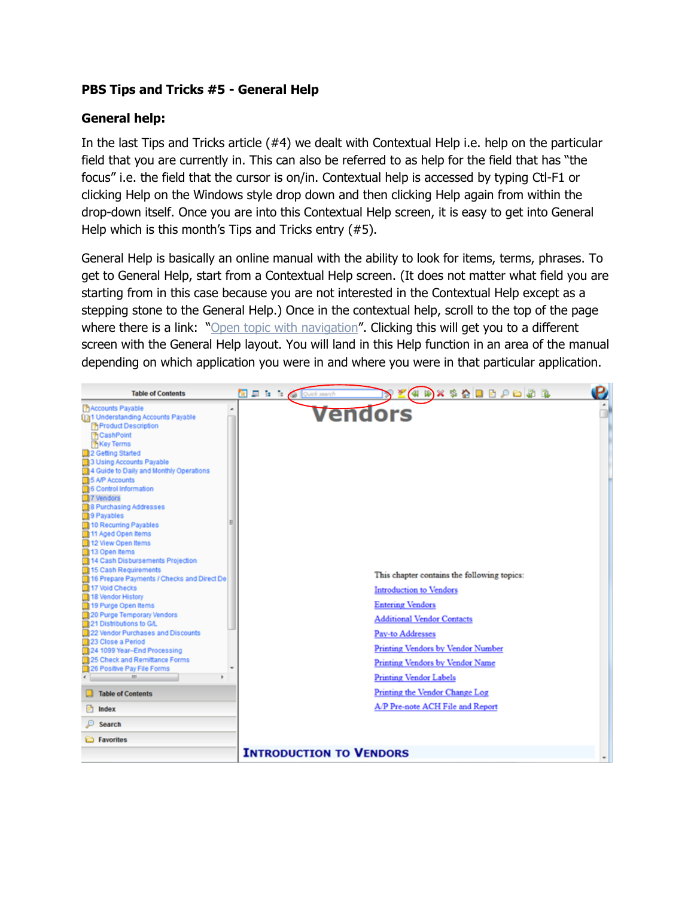**PBS Tips and Tricks #5 - General Help**

**General help:**

In the last Tips and Tricks article (#4) we dealt with Contextual Help i.e. help on the particular field that you are currently in. This can also be referred to as help for the field that has "the focus" i.e. the field that the cursor is on/in. Contextual help is accessed by typing Ctl-F1 or clicking Help on the Windows style drop down and then clicking Help again from within the drop-down itself. Once you are into this Contextual Help screen, it is easy to get into General Help which is this month's Tips and Tricks entry (#5).

General Help is basically an online manual with the ability to look for items, terms, phrases. To get to General Help, start from a Contextual Help screen. (It does not matter what field you are starting from in this case because you are not interested in the Contextual Help except as a stepping stone to the General Help.) Once in the contextual help, scroll to the top of the page where there is a link: "Open topic with navigation". Clicking this will get you to a different screen with the General Help layout. You will land in this Help function in an area of the manual depending on which application you were in and where you were in that particular application.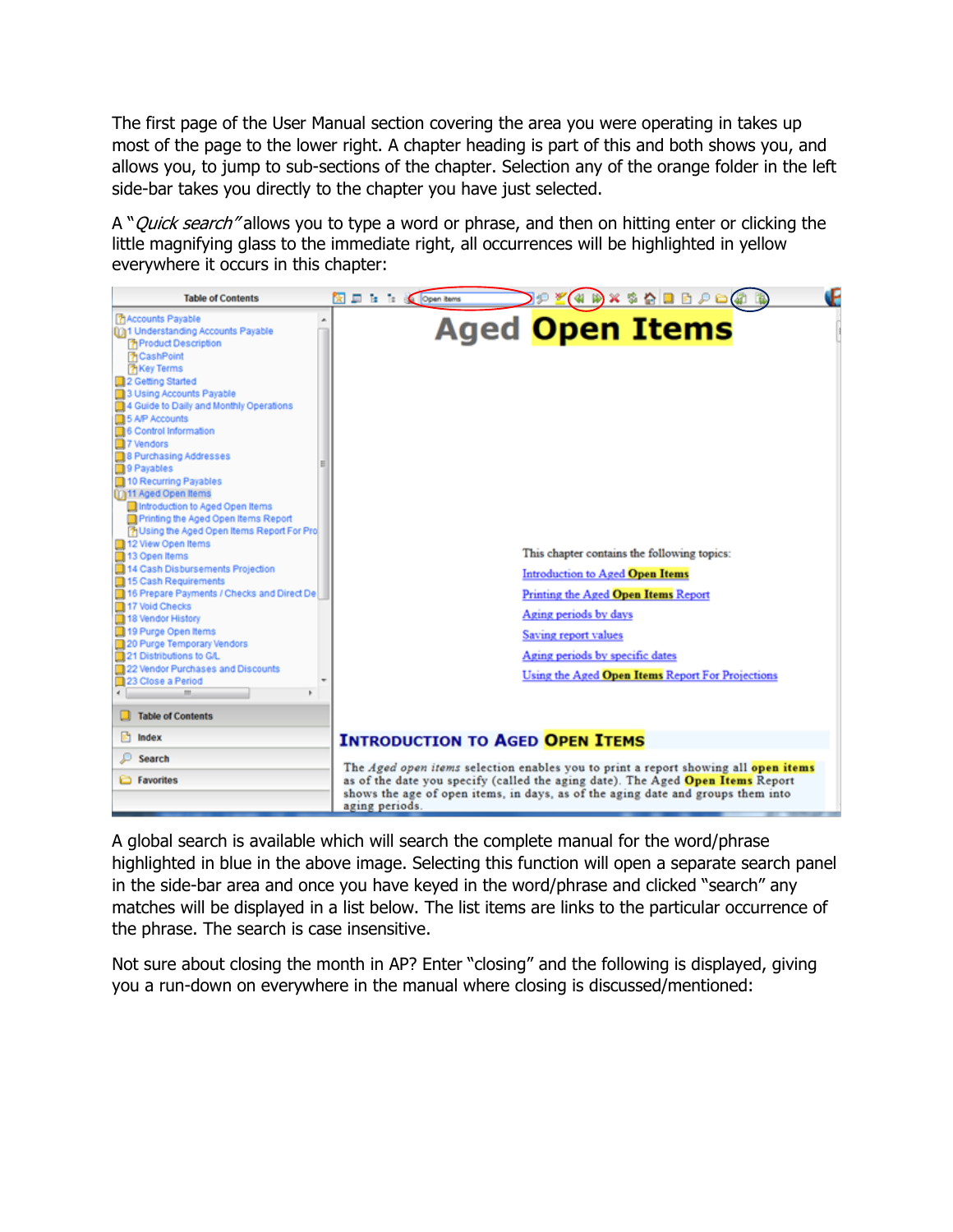The first page of the User Manual section covering the area you were operating in takes up most of the page to the lower right. A chapter heading is part of this and both shows you, and allows you, to jump to sub-sections of the chapter. Selection any of the orange folder in the left side-bar takes you directly to the chapter you have just selected.

A "*Quick search*" allows you to type a word or phrase, and then on hitting enter or clicking the little magnifying glass to the immediate right, all occurrences will be highlighted in yellow everywhere it occurs in this chapter:

A global search is available which will search the complete manual for the word/phrase highlighted in blue in the above image. Selecting this function will open a separate search panel in the side-bar area and once you have keyed in the word/phrase and clicked "search" any matches will be displayed in a list below. The list items are links to the particular occurrence of the phrase. The search is case insensitive.

Not sure about closing the month in AP? Enter "closing" and the following is displayed, giving you a run-down on everywhere in the manual where closing is discussed/mentioned: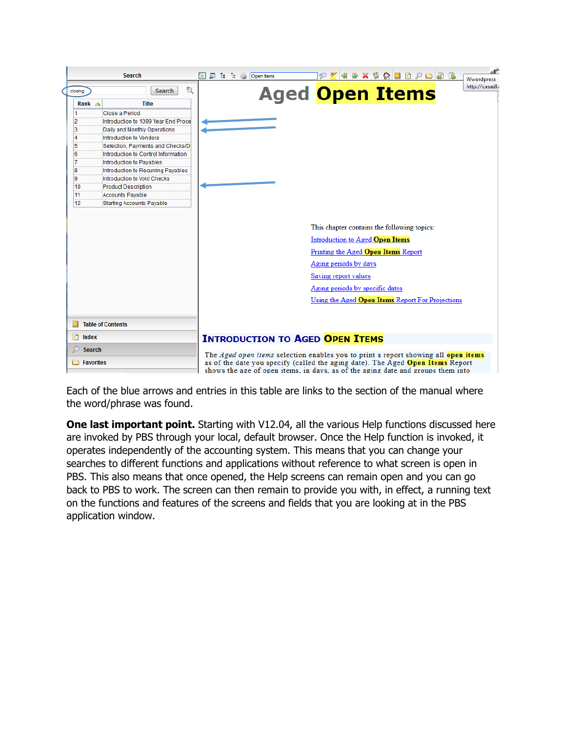| Rank | Title |
|---|---|
| 1 | Close a Period |
| 2 | Introduction to 1099 Year End Proce |
| 3 | Daily and Monthly Operations |
| 4 | Introduction to Vendors |
| 5 | Selection, Payments and Checks/D |
| 6 | Introduction to Control Information |
| 7 | Introduction to Payables |
| 8 | Introduction to Recurring Payables |
| 9 | Introduction to Void Checks |
| 10 | Product Description |
| 11 | Accounts Payable |
| 12 | Starting Accounts Payable |

# Aged Open Items

This chapter contains the following topics:

- Introduction to Aged Open Items
- Printing the Aged Open Items Report
- Aging periods by days
- Saving report values
- Aging periods by specific dates
- Using the Aged Open Items Report For Projections

## INTRODUCTION TO AGED OPEN ITEMS

The *Aged open items* selection enables you to print a report showing all open items as of the date you specify (called the aging date). The Aged Open Items Report shows the age of open items, in days, as of the aging date and groups them into

Each of the blue arrows and entries in this table are links to the section of the manual where the word/phrase was found.

**One last important point.** Starting with V12.04, all the various Help functions discussed here are invoked by PBS through your local, default browser. Once the Help function is invoked, it operates independently of the accounting system. This means that you can change your searches to different functions and applications without reference to what screen is open in PBS. This also means that once opened, the Help screens can remain open and you can go back to PBS to work. The screen can then remain to provide you with, in effect, a running text on the functions and features of the screens and fields that you are looking at in the PBS application window.